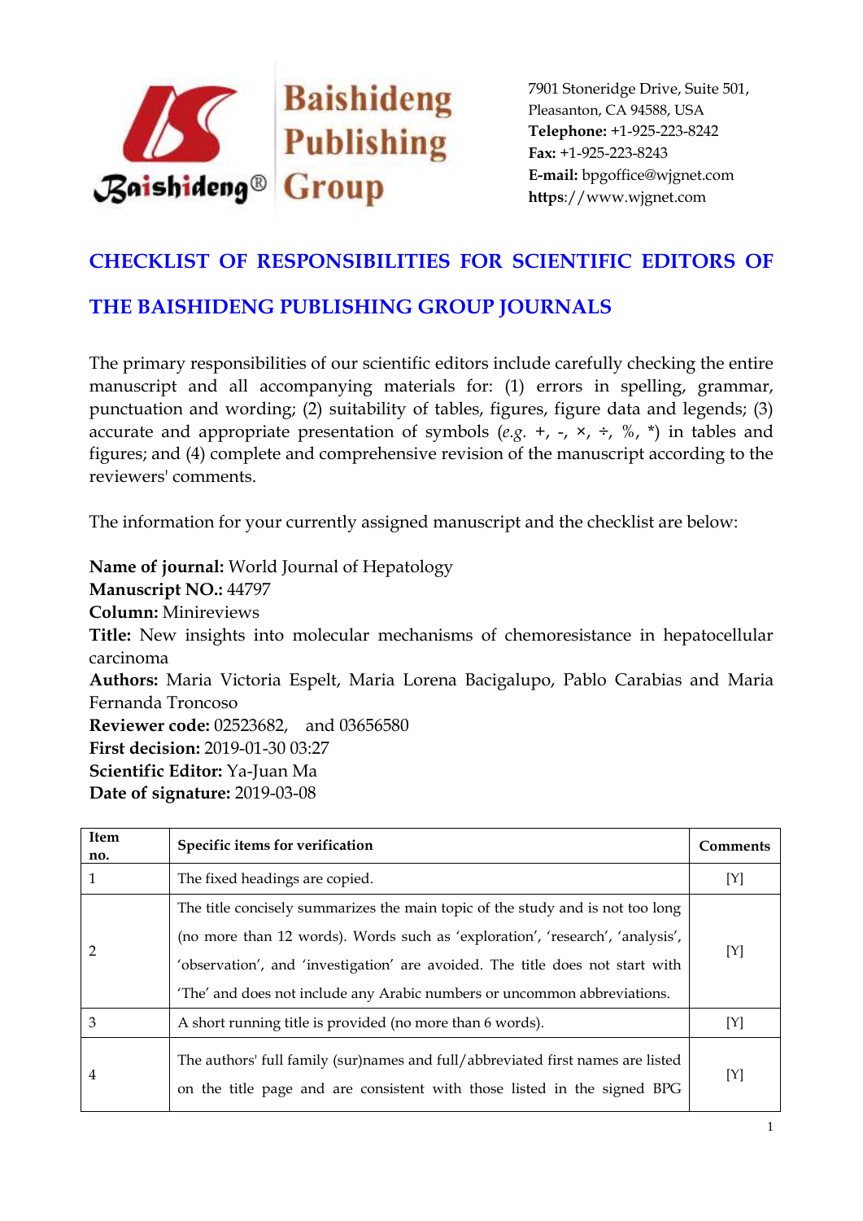Baishideng Publishing Group

7901 Stoneridge Drive, Suite 501,
Pleasanton, CA 94588, USA
**Telephone:** +1-925-223-8242
**Fax:** +1-925-223-8243
**E-mail:** bpgoffice@wjgnet.com
**https**://www.wjgnet.com

# CHECKLIST OF RESPONSIBILITIES FOR SCIENTIFIC EDITORS OF THE BAISHIDENG PUBLISHING GROUP JOURNALS

The primary responsibilities of our scientific editors include carefully checking the entire manuscript and all accompanying materials for: (1) errors in spelling, grammar, punctuation and wording; (2) suitability of tables, figures, figure data and legends; (3) accurate and appropriate presentation of symbols (*e.g.* +, -, ×, ÷, %, *) in tables and figures; and (4) complete and comprehensive revision of the manuscript according to the reviewers' comments.

The information for your currently assigned manuscript and the checklist are below:

**Name of journal:** World Journal of Hepatology
**Manuscript NO.:** 44797
**Column:** Minireviews
**Title:** New insights into molecular mechanisms of chemoresistance in hepatocellular carcinoma
**Authors:** Maria Victoria Espelt, Maria Lorena Bacigalupo, Pablo Carabias and Maria Fernanda Troncoso
**Reviewer code:** 02523682, and 03656580
**First decision:** 2019-01-30 03:27
**Scientific Editor:** Ya-Juan Ma
**Date of signature:** 2019-03-08

| Item no. | Specific items for verification | Comments |
|---|---|---|
| 1 | The fixed headings are copied. | [Y] |
| 2 | The title concisely summarizes the main topic of the study and is not too long (no more than 12 words). Words such as 'exploration', 'research', 'analysis', 'observation', and 'investigation' are avoided. The title does not start with 'The' and does not include any Arabic numbers or uncommon abbreviations. | [Y] |
| 3 | A short running title is provided (no more than 6 words). | [Y] |
| 4 | The authors' full family (sur)names and full/abbreviated first names are listed on the title page and are consistent with those listed in the signed BPG | [Y] |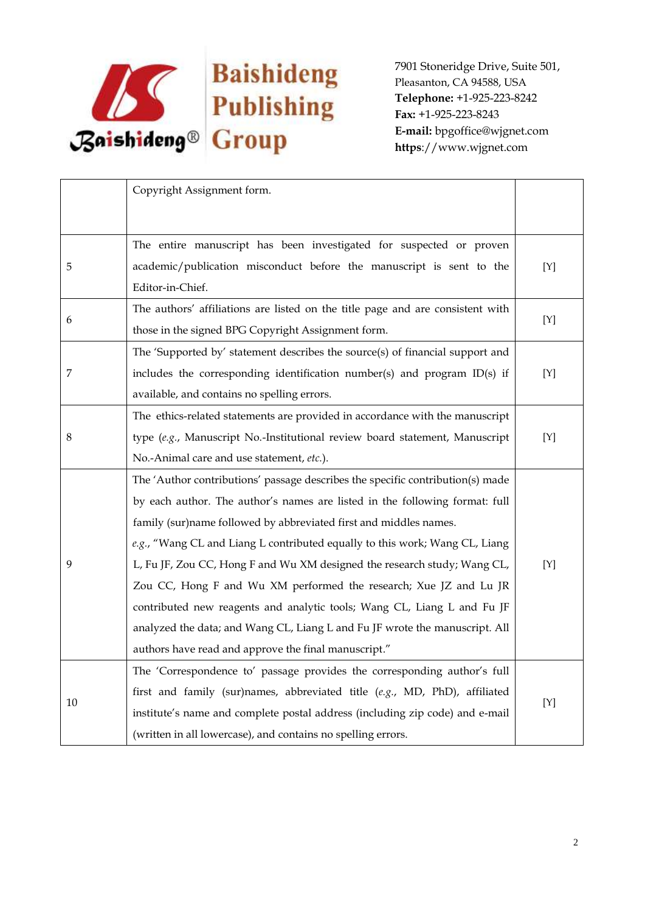|  |  |  |
|---|---|---|
|  | Copyright Assignment form. |  |
| 5 | The entire manuscript has been investigated for suspected or proven academic/publication misconduct before the manuscript is sent to the Editor-in-Chief. | [Y] |
| 6 | The authors' affiliations are listed on the title page and are consistent with those in the signed BPG Copyright Assignment form. | [Y] |
| 7 | The 'Supported by' statement describes the source(s) of financial support and includes the corresponding identification number(s) and program ID(s) if available, and contains no spelling errors. | [Y] |
| 8 | The ethics-related statements are provided in accordance with the manuscript type (*e.g.*, Manuscript No.-Institutional review board statement, Manuscript No.-Animal care and use statement, *etc.*). | [Y] |
| 9 | The 'Author contributions' passage describes the specific contribution(s) made by each author. The author's names are listed in the following format: full family (sur)name followed by abbreviated first and middles names. *e.g.*, "Wang CL and Liang L contributed equally to this work; Wang CL, Liang L, Fu JF, Zou CC, Hong F and Wu XM designed the research study; Wang CL, Zou CC, Hong F and Wu XM performed the research; Xue JZ and Lu JR contributed new reagents and analytic tools; Wang CL, Liang L and Fu JF analyzed the data; and Wang CL, Liang L and Fu JF wrote the manuscript. All authors have read and approve the final manuscript." | [Y] |
| 10 | The 'Correspondence to' passage provides the corresponding author's full first and family (sur)names, abbreviated title (*e.g.*, MD, PhD), affiliated institute's name and complete postal address (including zip code) and e-mail (written in all lowercase), and contains no spelling errors. | [Y] |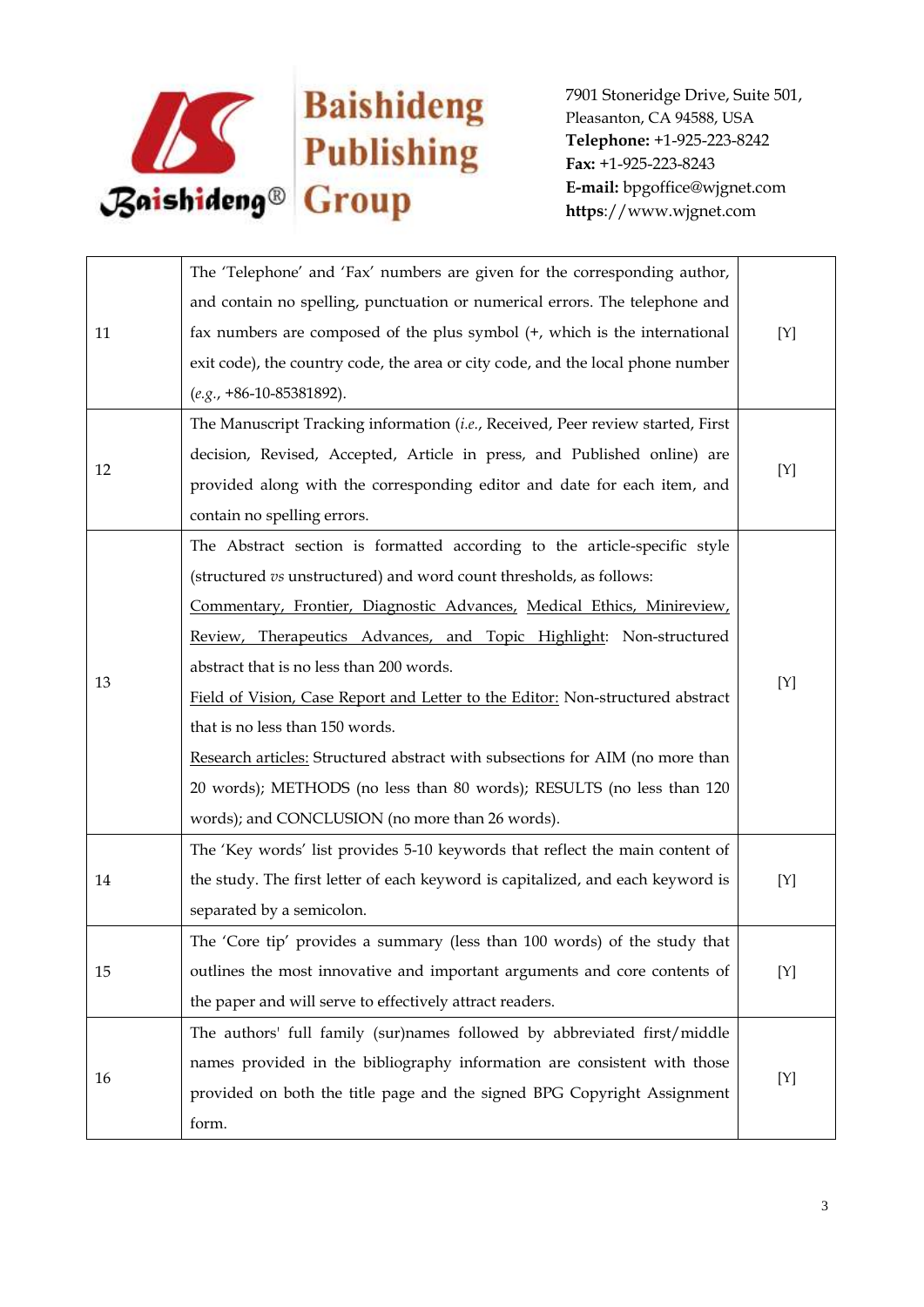| | | |
|---|---|---|
| 11 | The 'Telephone' and 'Fax' numbers are given for the corresponding author, and contain no spelling, punctuation or numerical errors. The telephone and fax numbers are composed of the plus symbol (+, which is the international exit code), the country code, the area or city code, and the local phone number (*e.g.*, +86-10-85381892). | [Y] |
| 12 | The Manuscript Tracking information (*i.e.*, Received, Peer review started, First decision, Revised, Accepted, Article in press, and Published online) are provided along with the corresponding editor and date for each item, and contain no spelling errors. | [Y] |
| 13 | The Abstract section is formatted according to the article-specific style (structured *vs* unstructured) and word count thresholds, as follows:<br>Commentary, Frontier, Diagnostic Advances, Medical Ethics, Minireview, Review, Therapeutics Advances, and Topic Highlight: Non-structured abstract that is no less than 200 words.<br>Field of Vision, Case Report and Letter to the Editor: Non-structured abstract that is no less than 150 words.<br>Research articles: Structured abstract with subsections for AIM (no more than 20 words); METHODS (no less than 80 words); RESULTS (no less than 120 words); and CONCLUSION (no more than 26 words). | [Y] |
| 14 | The 'Key words' list provides 5-10 keywords that reflect the main content of the study. The first letter of each keyword is capitalized, and each keyword is separated by a semicolon. | [Y] |
| 15 | The 'Core tip' provides a summary (less than 100 words) of the study that outlines the most innovative and important arguments and core contents of the paper and will serve to effectively attract readers. | [Y] |
| 16 | The authors' full family (sur)names followed by abbreviated first/middle names provided in the bibliography information are consistent with those provided on both the title page and the signed BPG Copyright Assignment form. | [Y] |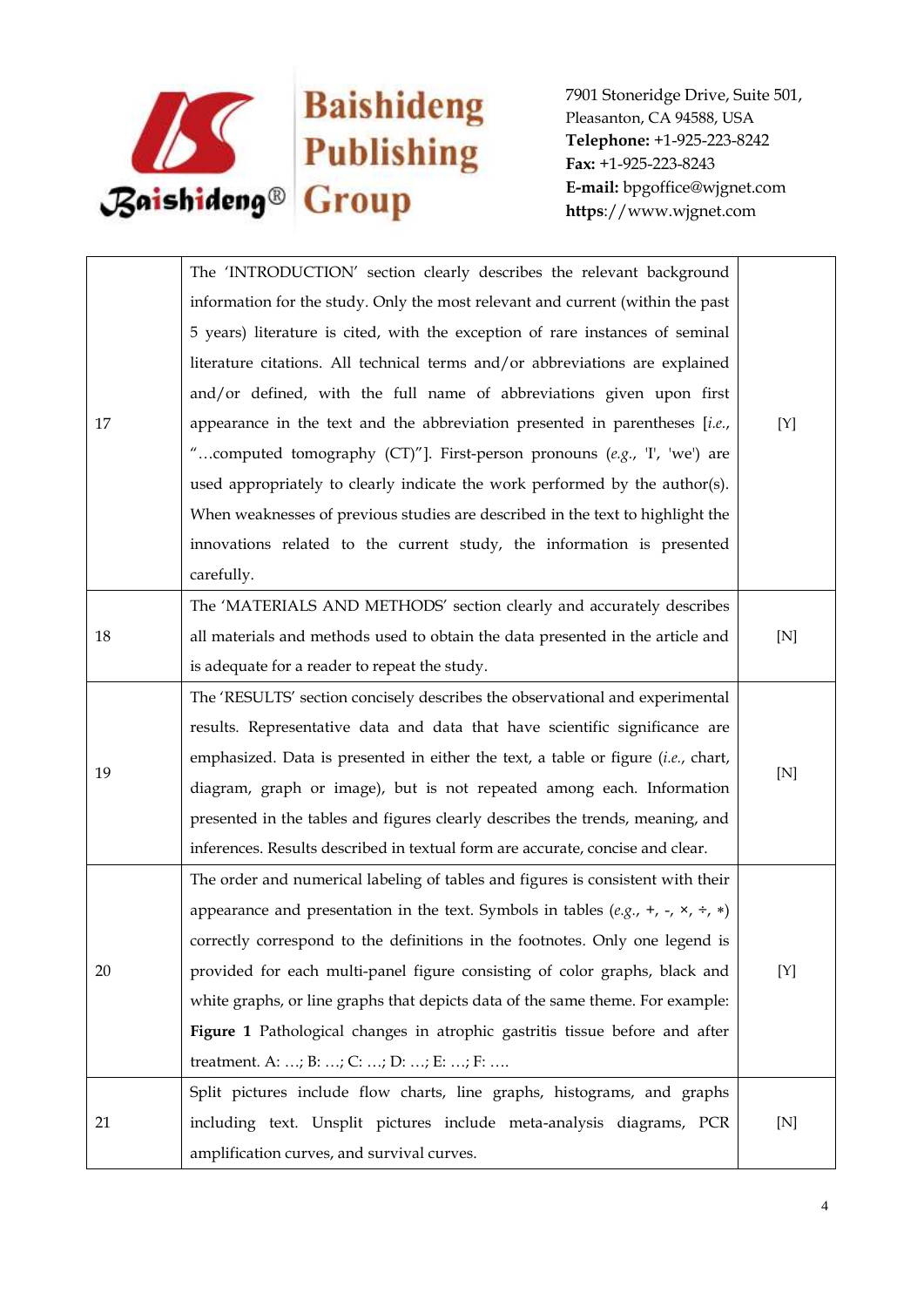| 17 | The 'INTRODUCTION' section clearly describes the relevant background information for the study. Only the most relevant and current (within the past 5 years) literature is cited, with the exception of rare instances of seminal literature citations. All technical terms and/or abbreviations are explained and/or defined, with the full name of abbreviations given upon first appearance in the text and the abbreviation presented in parentheses [*i.e.*, "…computed tomography (CT)"]. First-person pronouns (*e.g.*, 'I', 'we') are used appropriately to clearly indicate the work performed by the author(s). When weaknesses of previous studies are described in the text to highlight the innovations related to the current study, the information is presented carefully. | [Y] |
|---|---|---|
| 18 | The 'MATERIALS AND METHODS' section clearly and accurately describes all materials and methods used to obtain the data presented in the article and is adequate for a reader to repeat the study. | [N] |
| 19 | The 'RESULTS' section concisely describes the observational and experimental results. Representative data and data that have scientific significance are emphasized. Data is presented in either the text, a table or figure (*i.e.*, chart, diagram, graph or image), but is not repeated among each. Information presented in the tables and figures clearly describes the trends, meaning, and inferences. Results described in textual form are accurate, concise and clear. | [N] |
| 20 | The order and numerical labeling of tables and figures is consistent with their appearance and presentation in the text. Symbols in tables (*e.g.*, +, -, ×, ÷, *) correctly correspond to the definitions in the footnotes. Only one legend is provided for each multi-panel figure consisting of color graphs, black and white graphs, or line graphs that depicts data of the same theme. For example: **Figure 1** Pathological changes in atrophic gastritis tissue before and after treatment. A: …; B: …; C: …; D: …; E: …; F: …. | [Y] |
| 21 | Split pictures include flow charts, line graphs, histograms, and graphs including text. Unsplit pictures include meta-analysis diagrams, PCR amplification curves, and survival curves. | [N] |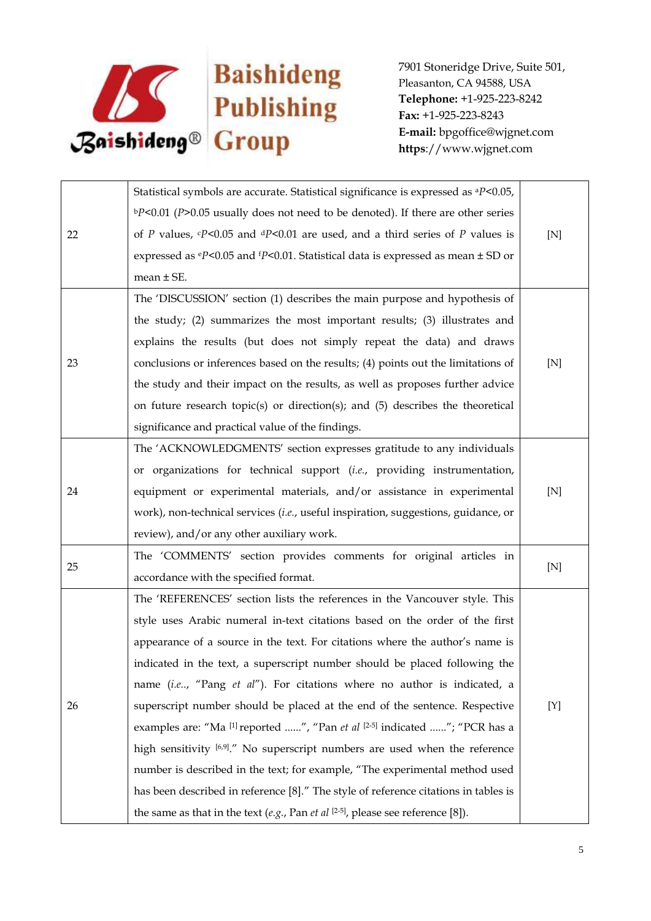| | | |
|---|---|---|
| 22 | Statistical symbols are accurate. Statistical significance is expressed as $^{a}P<0.05$, $^{b}P<0.01$ ($P>0.05$ usually does not need to be denoted). If there are other series of $P$ values, $^{c}P<0.05$ and $^{d}P<0.01$ are used, and a third series of $P$ values is expressed as $^{e}P<0.05$ and $^{f}P<0.01$. Statistical data is expressed as mean ± SD or mean ± SE. | [N] |
| 23 | The 'DISCUSSION' section (1) describes the main purpose and hypothesis of the study; (2) summarizes the most important results; (3) illustrates and explains the results (but does not simply repeat the data) and draws conclusions or inferences based on the results; (4) points out the limitations of the study and their impact on the results, as well as proposes further advice on future research topic(s) or direction(s); and (5) describes the theoretical significance and practical value of the findings. | [N] |
| 24 | The 'ACKNOWLEDGMENTS' section expresses gratitude to any individuals or organizations for technical support (*i.e.*, providing instrumentation, equipment or experimental materials, and/or assistance in experimental work), non-technical services (*i.e.*, useful inspiration, suggestions, guidance, or review), and/or any other auxiliary work. | [N] |
| 25 | The 'COMMENTS' section provides comments for original articles in accordance with the specified format. | [N] |
| 26 | The 'REFERENCES' section lists the references in the Vancouver style. This style uses Arabic numeral in-text citations based on the order of the first appearance of a source in the text. For citations where the author's name is indicated in the text, a superscript number should be placed following the name (*i.e.*., "Pang *et al*"). For citations where no author is indicated, a superscript number should be placed at the end of the sentence. Respective examples are: "Ma [1] reported ......", "Pan *et al* [2-5] indicated ......"; "PCR has a high sensitivity [6,9]." No superscript numbers are used when the reference number is described in the text; for example, "The experimental method used has been described in reference [8]." The style of reference citations in tables is the same as that in the text (*e.g.*, Pan *et al* [2-5], please see reference [8]). | [Y] |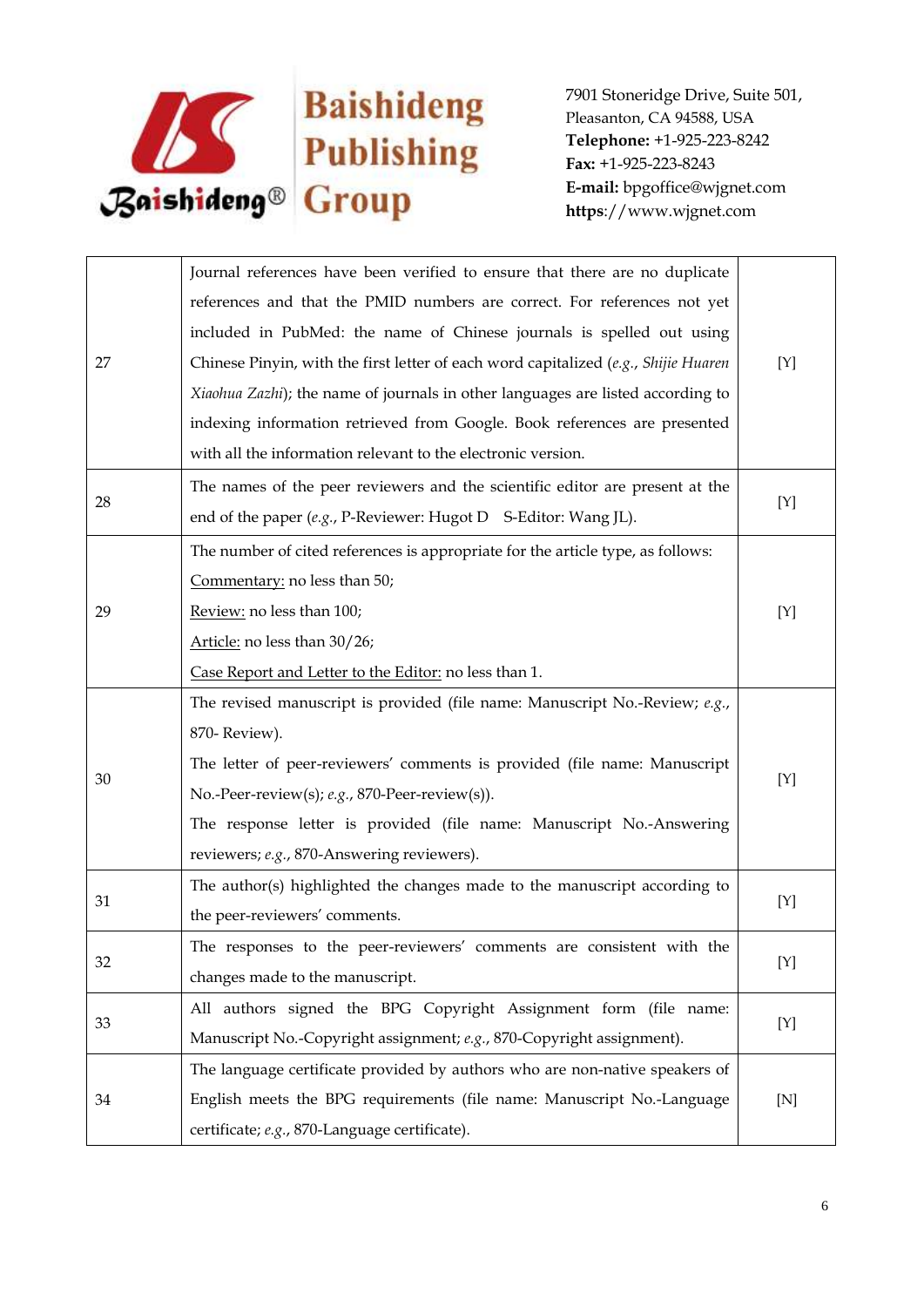| | | |
|---|---|---|
| 27 | Journal references have been verified to ensure that there are no duplicate references and that the PMID numbers are correct. For references not yet included in PubMed: the name of Chinese journals is spelled out using Chinese Pinyin, with the first letter of each word capitalized (*e.g.*, *Shijie Huaren Xiaohua Zazhi*); the name of journals in other languages are listed according to indexing information retrieved from Google. Book references are presented with all the information relevant to the electronic version. | [Y] |
| 28 | The names of the peer reviewers and the scientific editor are present at the end of the paper (*e.g.*, P-Reviewer: Hugot D S-Editor: Wang JL). | [Y] |
| 29 | The number of cited references is appropriate for the article type, as follows:<br>Commentary: no less than 50;<br>Review: no less than 100;<br>Article: no less than 30/26;<br>Case Report and Letter to the Editor: no less than 1. | [Y] |
| 30 | The revised manuscript is provided (file name: Manuscript No.-Review; *e.g.*, 870- Review).<br>The letter of peer-reviewers' comments is provided (file name: Manuscript No.-Peer-review(s); *e.g.*, 870-Peer-review(s)).<br>The response letter is provided (file name: Manuscript No.-Answering reviewers; *e.g.*, 870-Answering reviewers). | [Y] |
| 31 | The author(s) highlighted the changes made to the manuscript according to the peer-reviewers' comments. | [Y] |
| 32 | The responses to the peer-reviewers' comments are consistent with the changes made to the manuscript. | [Y] |
| 33 | All authors signed the BPG Copyright Assignment form (file name: Manuscript No.-Copyright assignment; *e.g.*, 870-Copyright assignment). | [Y] |
| 34 | The language certificate provided by authors who are non-native speakers of English meets the BPG requirements (file name: Manuscript No.-Language certificate; *e.g.*, 870-Language certificate). | [N] |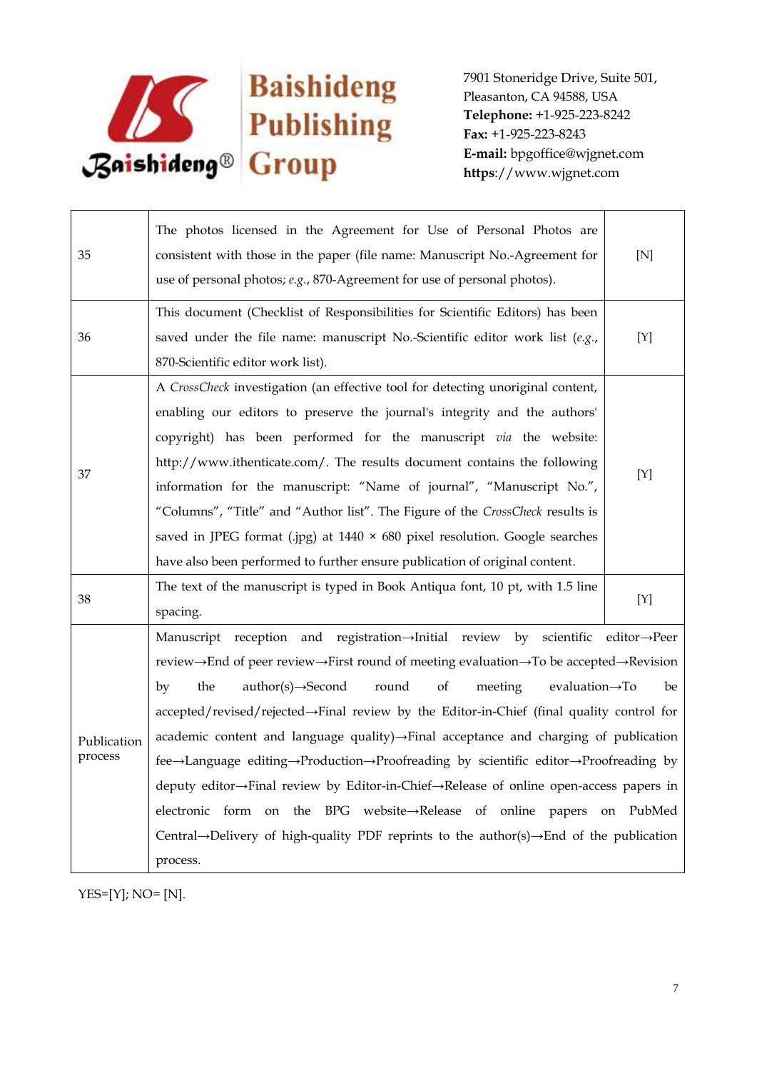| | | |
|---|---|---|
| 35 | The photos licensed in the Agreement for Use of Personal Photos are consistent with those in the paper (file name: Manuscript No.-Agreement for use of personal photos; *e.g.*, 870-Agreement for use of personal photos). | [N] |
| 36 | This document (Checklist of Responsibilities for Scientific Editors) has been saved under the file name: manuscript No.-Scientific editor work list (*e.g.*, 870-Scientific editor work list). | [Y] |
| 37 | A *CrossCheck* investigation (an effective tool for detecting unoriginal content, enabling our editors to preserve the journal's integrity and the authors' copyright) has been performed for the manuscript *via* the website: http://www.ithenticate.com/. The results document contains the following information for the manuscript: "Name of journal", "Manuscript No.", "Columns", "Title" and "Author list". The Figure of the *CrossCheck* results is saved in JPEG format (.jpg) at 1440 × 680 pixel resolution. Google searches have also been performed to further ensure publication of original content. | [Y] |
| 38 | The text of the manuscript is typed in Book Antiqua font, 10 pt, with 1.5 line spacing. | [Y] |
| Publication process | Manuscript reception and registration→Initial review by scientific editor→Peer review→End of peer review→First round of meeting evaluation→To be accepted→Revision by the author(s)→Second round of meeting evaluation→To be accepted/revised/rejected→Final review by the Editor-in-Chief (final quality control for academic content and language quality)→Final acceptance and charging of publication fee→Language editing→Production→Proofreading by scientific editor→Proofreading by deputy editor→Final review by Editor-in-Chief→Release of online open-access papers in electronic form on the BPG website→Release of online papers on PubMed Central→Delivery of high-quality PDF reprints to the author(s)→End of the publication process. | |

YES=[Y]; NO= [N].